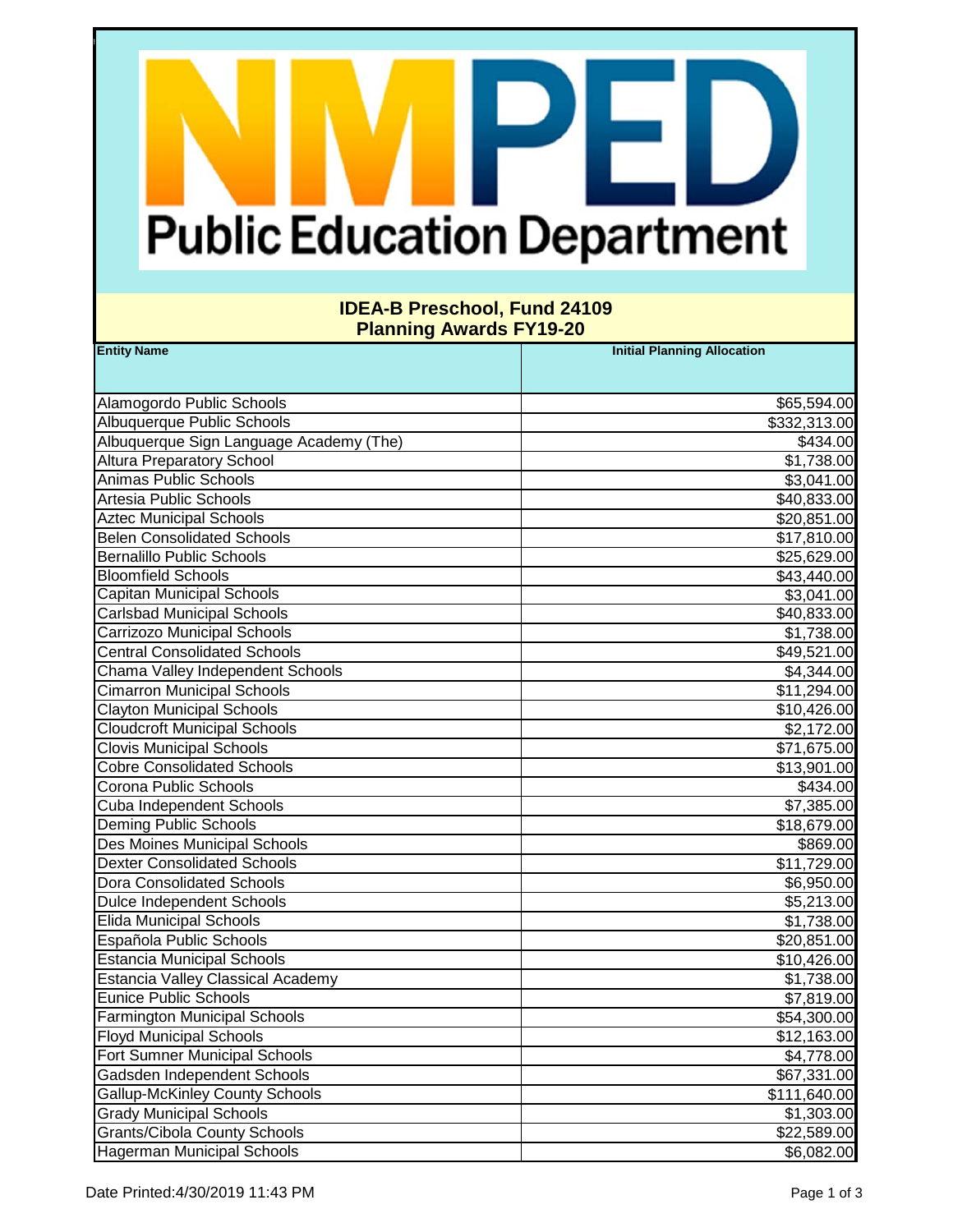# Public Education Department

## IDEA-B Preschool, Fund 24109
## Planning Awards FY19-20

| Entity Name | Initial Planning Allocation |
|---|---|
| Alamogordo Public Schools | $65,594.00 |
| Albuquerque Public Schools | $332,313.00 |
| Albuquerque Sign Language Academy (The) | $434.00 |
| Altura Preparatory School | $1,738.00 |
| Animas Public Schools | $3,041.00 |
| Artesia Public Schools | $40,833.00 |
| Aztec Municipal Schools | $20,851.00 |
| Belen Consolidated Schools | $17,810.00 |
| Bernalillo Public Schools | $25,629.00 |
| Bloomfield Schools | $43,440.00 |
| Capitan Municipal Schools | $3,041.00 |
| Carlsbad Municipal Schools | $40,833.00 |
| Carrizozo Municipal Schools | $1,738.00 |
| Central Consolidated Schools | $49,521.00 |
| Chama Valley Independent Schools | $4,344.00 |
| Cimarron Municipal Schools | $11,294.00 |
| Clayton Municipal Schools | $10,426.00 |
| Cloudcroft Municipal Schools | $2,172.00 |
| Clovis Municipal Schools | $71,675.00 |
| Cobre Consolidated Schools | $13,901.00 |
| Corona Public Schools | $434.00 |
| Cuba Independent Schools | $7,385.00 |
| Deming Public Schools | $18,679.00 |
| Des Moines Municipal Schools | $869.00 |
| Dexter Consolidated Schools | $11,729.00 |
| Dora Consolidated Schools | $6,950.00 |
| Dulce Independent Schools | $5,213.00 |
| Elida Municipal Schools | $1,738.00 |
| Española Public Schools | $20,851.00 |
| Estancia Municipal Schools | $10,426.00 |
| Estancia Valley Classical Academy | $1,738.00 |
| Eunice Public Schools | $7,819.00 |
| Farmington Municipal Schools | $54,300.00 |
| Floyd Municipal Schools | $12,163.00 |
| Fort Sumner Municipal Schools | $4,778.00 |
| Gadsden Independent Schools | $67,331.00 |
| Gallup-McKinley County Schools | $111,640.00 |
| Grady Municipal Schools | $1,303.00 |
| Grants/Cibola County Schools | $22,589.00 |
| Hagerman Municipal Schools | $6,082.00 |

Date Printed:4/30/2019 11:43 PM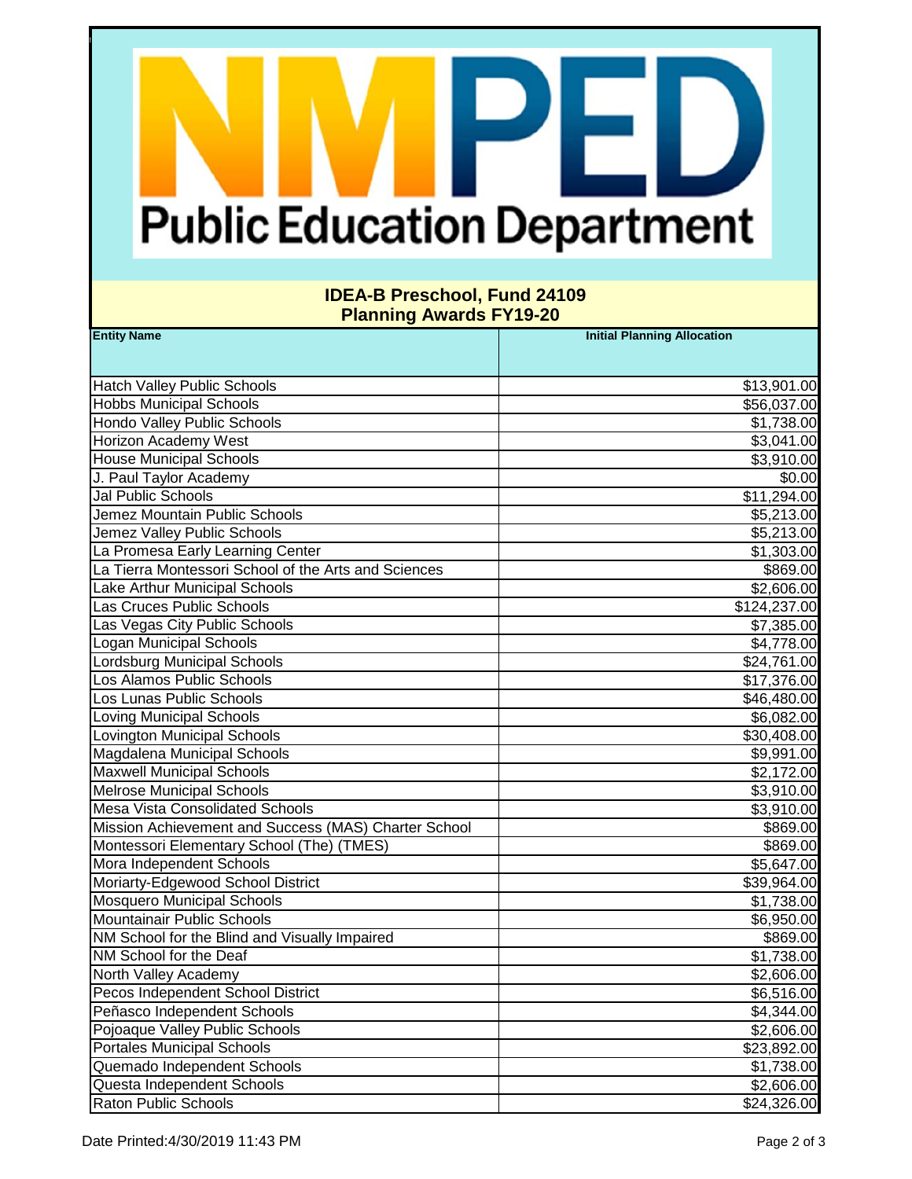# NMPED Public Education Department

## IDEA-B Preschool, Fund 24109
## Planning Awards FY19-20

| Entity Name | Initial Planning Allocation |
|---|---|
| Hatch Valley Public Schools | $13,901.00 |
| Hobbs Municipal Schools | $56,037.00 |
| Hondo Valley Public Schools | $1,738.00 |
| Horizon Academy West | $3,041.00 |
| House Municipal Schools | $3,910.00 |
| J. Paul Taylor Academy | $0.00 |
| Jal Public Schools | $11,294.00 |
| Jemez Mountain Public Schools | $5,213.00 |
| Jemez Valley Public Schools | $5,213.00 |
| La Promesa Early Learning Center | $1,303.00 |
| La Tierra Montessori School of the Arts and Sciences | $869.00 |
| Lake Arthur Municipal Schools | $2,606.00 |
| Las Cruces Public Schools | $124,237.00 |
| Las Vegas City Public Schools | $7,385.00 |
| Logan Municipal Schools | $4,778.00 |
| Lordsburg Municipal Schools | $24,761.00 |
| Los Alamos Public Schools | $17,376.00 |
| Los Lunas Public Schools | $46,480.00 |
| Loving Municipal Schools | $6,082.00 |
| Lovington Municipal Schools | $30,408.00 |
| Magdalena Municipal Schools | $9,991.00 |
| Maxwell Municipal Schools | $2,172.00 |
| Melrose Municipal Schools | $3,910.00 |
| Mesa Vista Consolidated Schools | $3,910.00 |
| Mission Achievement and Success (MAS) Charter School | $869.00 |
| Montessori Elementary School (The) (TMES) | $869.00 |
| Mora Independent Schools | $5,647.00 |
| Moriarty-Edgewood School District | $39,964.00 |
| Mosquero Municipal Schools | $1,738.00 |
| Mountainair Public Schools | $6,950.00 |
| NM School for the Blind and Visually Impaired | $869.00 |
| NM School for the Deaf | $1,738.00 |
| North Valley Academy | $2,606.00 |
| Pecos Independent School District | $6,516.00 |
| Peñasco Independent Schools | $4,344.00 |
| Pojoaque Valley Public Schools | $2,606.00 |
| Portales Municipal Schools | $23,892.00 |
| Quemado Independent Schools | $1,738.00 |
| Questa Independent Schools | $2,606.00 |
| Raton Public Schools | $24,326.00 |

Date Printed:4/30/2019 11:43 PM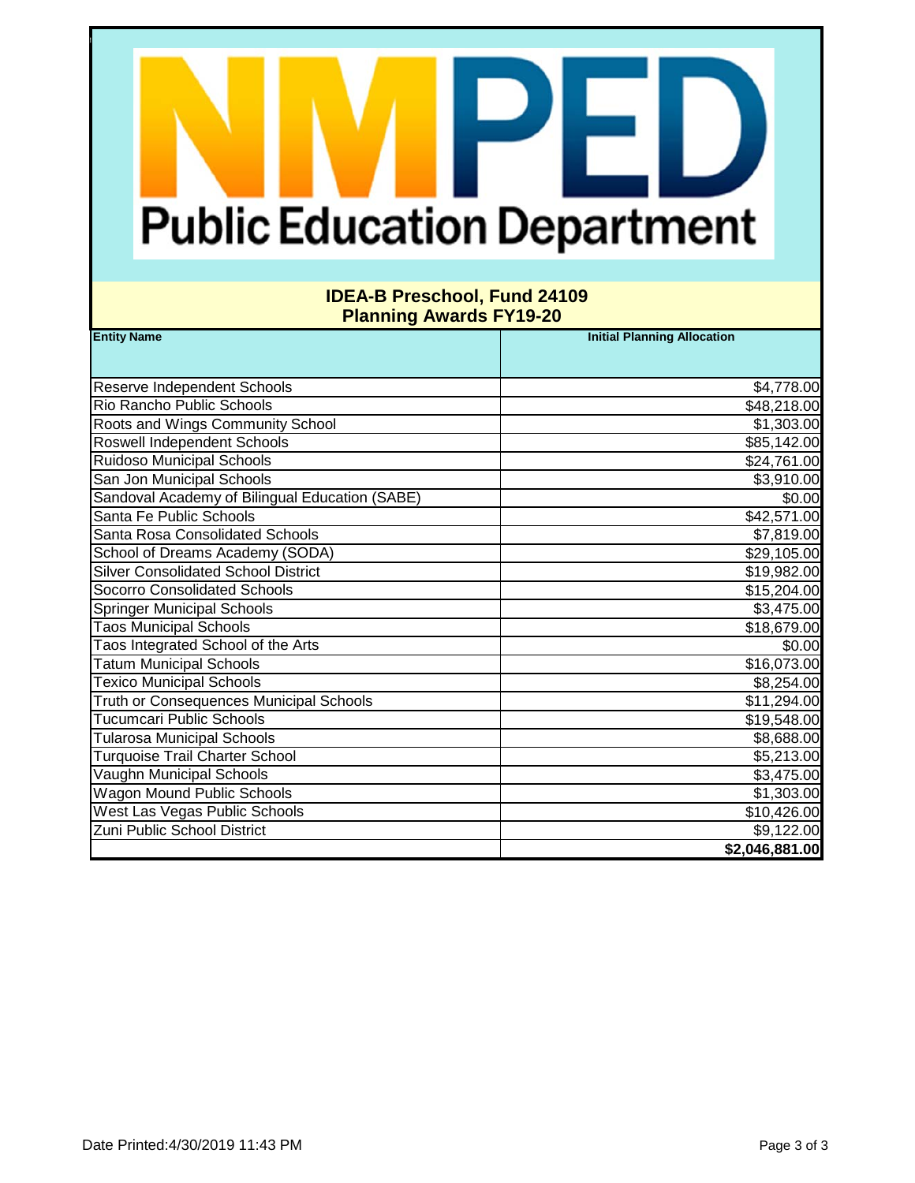NMPED

Public Education Department

## IDEA-B Preschool, Fund 24109
## Planning Awards FY19-20

| Entity Name | Initial Planning Allocation |
|---|---|
| Reserve Independent Schools | $4,778.00 |
| Rio Rancho Public Schools | $48,218.00 |
| Roots and Wings Community School | $1,303.00 |
| Roswell Independent Schools | $85,142.00 |
| Ruidoso Municipal Schools | $24,761.00 |
| San Jon Municipal Schools | $3,910.00 |
| Sandoval Academy of Bilingual Education (SABE) | $0.00 |
| Santa Fe Public Schools | $42,571.00 |
| Santa Rosa Consolidated Schools | $7,819.00 |
| School of Dreams Academy (SODA) | $29,105.00 |
| Silver Consolidated School District | $19,982.00 |
| Socorro Consolidated Schools | $15,204.00 |
| Springer Municipal Schools | $3,475.00 |
| Taos Municipal Schools | $18,679.00 |
| Taos Integrated School of the Arts | $0.00 |
| Tatum Municipal Schools | $16,073.00 |
| Texico Municipal Schools | $8,254.00 |
| Truth or Consequences Municipal Schools | $11,294.00 |
| Tucumcari Public Schools | $19,548.00 |
| Tularosa Municipal Schools | $8,688.00 |
| Turquoise Trail Charter School | $5,213.00 |
| Vaughn Municipal Schools | $3,475.00 |
| Wagon Mound Public Schools | $1,303.00 |
| West Las Vegas Public Schools | $10,426.00 |
| Zuni Public School District | $9,122.00 |
| | **$2,046,881.00** |

Date Printed:4/30/2019 11:43 PM